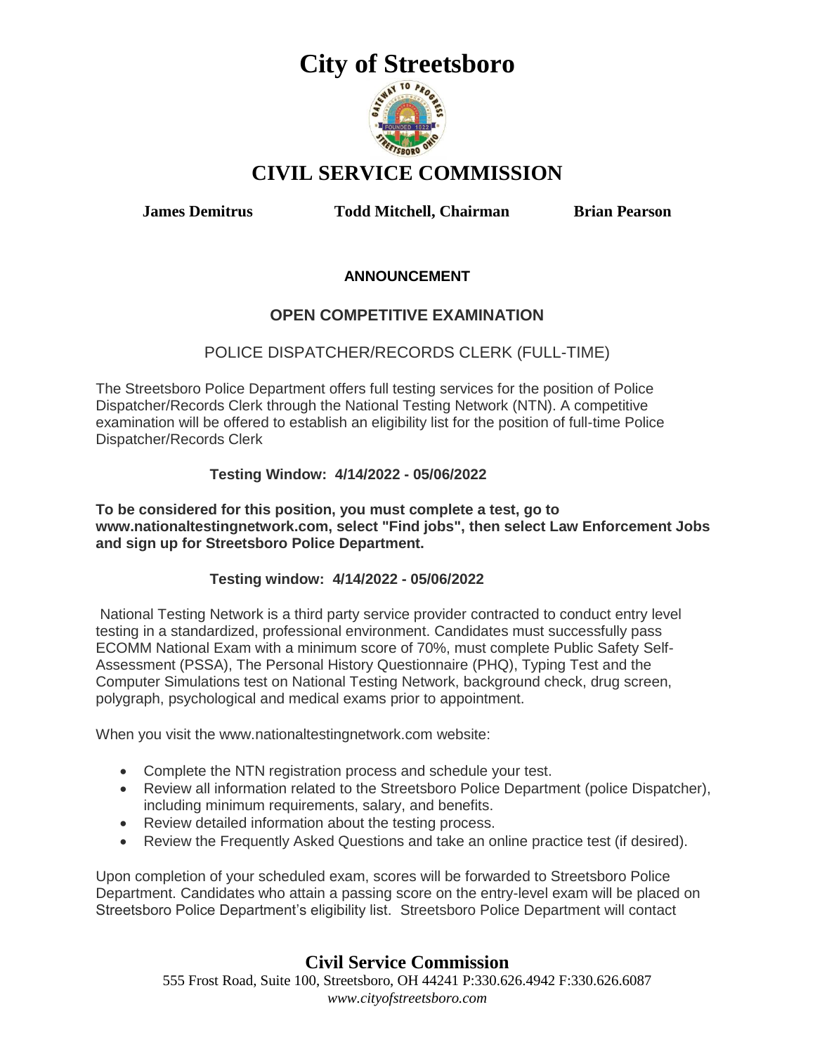# City of Streetsboro

## CIVIL SERVICE COMMISSION

**James Demitrus** **Todd Mitchell, Chairman** **Brian Pearson**

**ANNOUNCEMENT**

**OPEN COMPETITIVE EXAMINATION**

POLICE DISPATCHER/RECORDS CLERK (FULL-TIME)

The Streetsboro Police Department offers full testing services for the position of Police Dispatcher/Records Clerk through the National Testing Network (NTN). A competitive examination will be offered to establish an eligibility list for the position of full-time Police Dispatcher/Records Clerk

**Testing Window: 4/14/2022 - 05/06/2022**

**To be considered for this position, you must complete a test, go to www.nationaltestingnetwork.com, select "Find jobs", then select Law Enforcement Jobs and sign up for Streetsboro Police Department.**

**Testing window: 4/14/2022 - 05/06/2022**

National Testing Network is a third party service provider contracted to conduct entry level testing in a standardized, professional environment. Candidates must successfully pass ECOMM National Exam with a minimum score of 70%, must complete Public Safety Self-Assessment (PSSA), The Personal History Questionnaire (PHQ), Typing Test and the Computer Simulations test on National Testing Network, background check, drug screen, polygraph, psychological and medical exams prior to appointment.

When you visit the www.nationaltestingnetwork.com website:

- Complete the NTN registration process and schedule your test.
- Review all information related to the Streetsboro Police Department (police Dispatcher), including minimum requirements, salary, and benefits.
- Review detailed information about the testing process.
- Review the Frequently Asked Questions and take an online practice test (if desired).

Upon completion of your scheduled exam, scores will be forwarded to Streetsboro Police Department. Candidates who attain a passing score on the entry-level exam will be placed on Streetsboro Police Department's eligibility list. Streetsboro Police Department will contact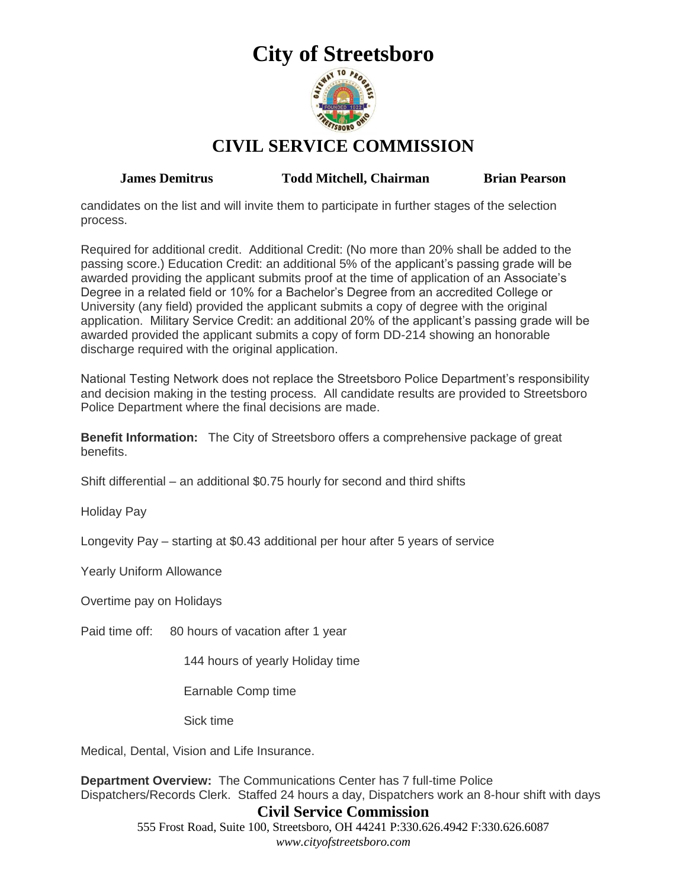candidates on the list and will invite them to participate in further stages of the selection process.

Required for additional credit. Additional Credit: (No more than 20% shall be added to the passing score.) Education Credit: an additional 5% of the applicant's passing grade will be awarded providing the applicant submits proof at the time of application of an Associate's Degree in a related field or 10% for a Bachelor's Degree from an accredited College or University (any field) provided the applicant submits a copy of degree with the original application. Military Service Credit: an additional 20% of the applicant's passing grade will be awarded provided the applicant submits a copy of form DD-214 showing an honorable discharge required with the original application.

National Testing Network does not replace the Streetsboro Police Department's responsibility and decision making in the testing process. All candidate results are provided to Streetsboro Police Department where the final decisions are made.

**Benefit Information:** The City of Streetsboro offers a comprehensive package of great benefits.

Shift differential – an additional $0.75 hourly for second and third shifts

Holiday Pay

Longevity Pay – starting at $0.43 additional per hour after 5 years of service

Yearly Uniform Allowance

Overtime pay on Holidays

Paid time off:
- 80 hours of vacation after 1 year
- 144 hours of yearly Holiday time
- Earnable Comp time
- Sick time

Medical, Dental, Vision and Life Insurance.

**Department Overview:** The Communications Center has 7 full-time Police Dispatchers/Records Clerk. Staffed 24 hours a day, Dispatchers work an 8-hour shift with days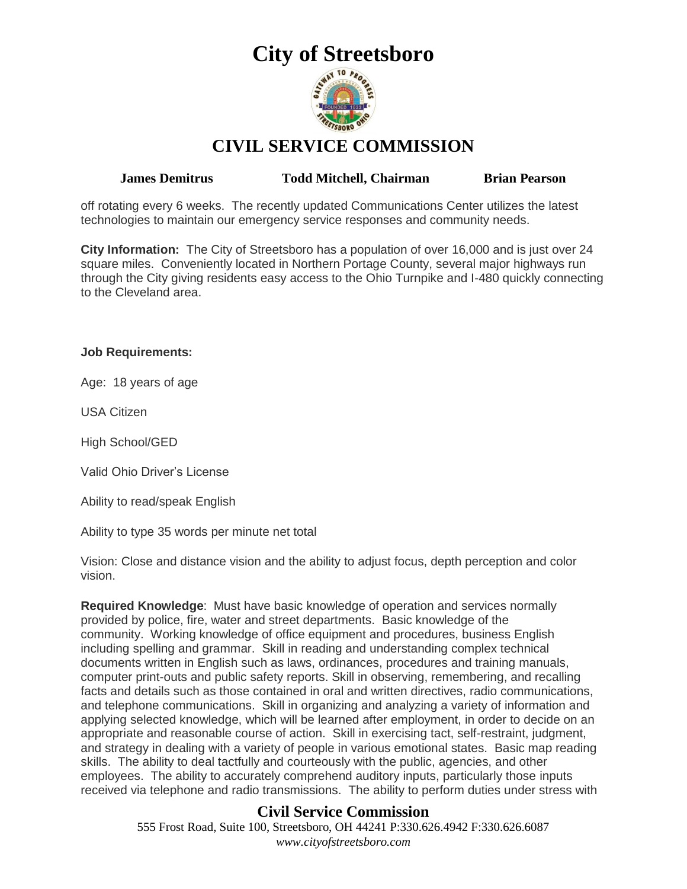off rotating every 6 weeks. The recently updated Communications Center utilizes the latest technologies to maintain our emergency service responses and community needs.

**City Information:** The City of Streetsboro has a population of over 16,000 and is just over 24 square miles. Conveniently located in Northern Portage County, several major highways run through the City giving residents easy access to the Ohio Turnpike and I-480 quickly connecting to the Cleveland area.

**Job Requirements:**

Age: 18 years of age

USA Citizen

High School/GED

Valid Ohio Driver's License

Ability to read/speak English

Ability to type 35 words per minute net total

Vision: Close and distance vision and the ability to adjust focus, depth perception and color vision.

**Required Knowledge**: Must have basic knowledge of operation and services normally provided by police, fire, water and street departments. Basic knowledge of the community. Working knowledge of office equipment and procedures, business English including spelling and grammar. Skill in reading and understanding complex technical documents written in English such as laws, ordinances, procedures and training manuals, computer print-outs and public safety reports. Skill in observing, remembering, and recalling facts and details such as those contained in oral and written directives, radio communications, and telephone communications. Skill in organizing and analyzing a variety of information and applying selected knowledge, which will be learned after employment, in order to decide on an appropriate and reasonable course of action. Skill in exercising tact, self-restraint, judgment, and strategy in dealing with a variety of people in various emotional states. Basic map reading skills. The ability to deal tactfully and courteously with the public, agencies, and other employees. The ability to accurately comprehend auditory inputs, particularly those inputs received via telephone and radio transmissions. The ability to perform duties under stress with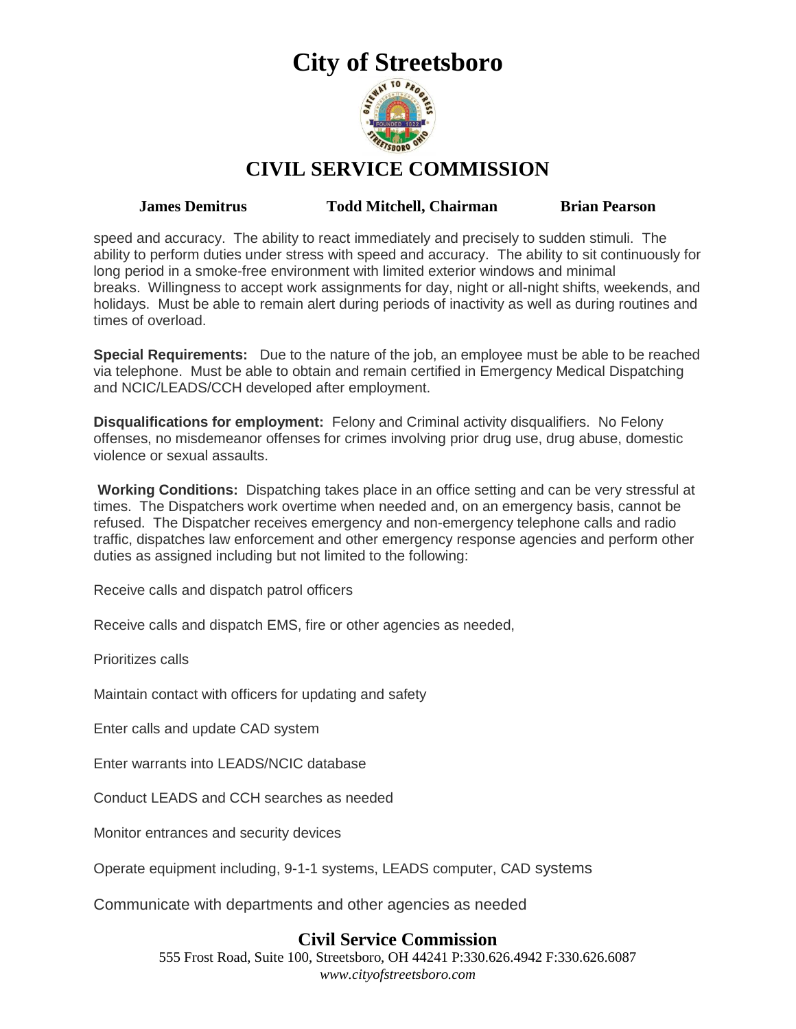speed and accuracy. The ability to react immediately and precisely to sudden stimuli. The ability to perform duties under stress with speed and accuracy. The ability to sit continuously for long period in a smoke-free environment with limited exterior windows and minimal breaks. Willingness to accept work assignments for day, night or all-night shifts, weekends, and holidays. Must be able to remain alert during periods of inactivity as well as during routines and times of overload.

**Special Requirements:** Due to the nature of the job, an employee must be able to be reached via telephone. Must be able to obtain and remain certified in Emergency Medical Dispatching and NCIC/LEADS/CCH developed after employment.

**Disqualifications for employment:** Felony and Criminal activity disqualifiers. No Felony offenses, no misdemeanor offenses for crimes involving prior drug use, drug abuse, domestic violence or sexual assaults.

**Working Conditions:** Dispatching takes place in an office setting and can be very stressful at times. The Dispatchers work overtime when needed and, on an emergency basis, cannot be refused. The Dispatcher receives emergency and non-emergency telephone calls and radio traffic, dispatches law enforcement and other emergency response agencies and perform other duties as assigned including but not limited to the following:

Receive calls and dispatch patrol officers

Receive calls and dispatch EMS, fire or other agencies as needed,

Prioritizes calls

Maintain contact with officers for updating and safety

Enter calls and update CAD system

Enter warrants into LEADS/NCIC database

Conduct LEADS and CCH searches as needed

Monitor entrances and security devices

Operate equipment including, 9-1-1 systems, LEADS computer, CAD systems

Communicate with departments and other agencies as needed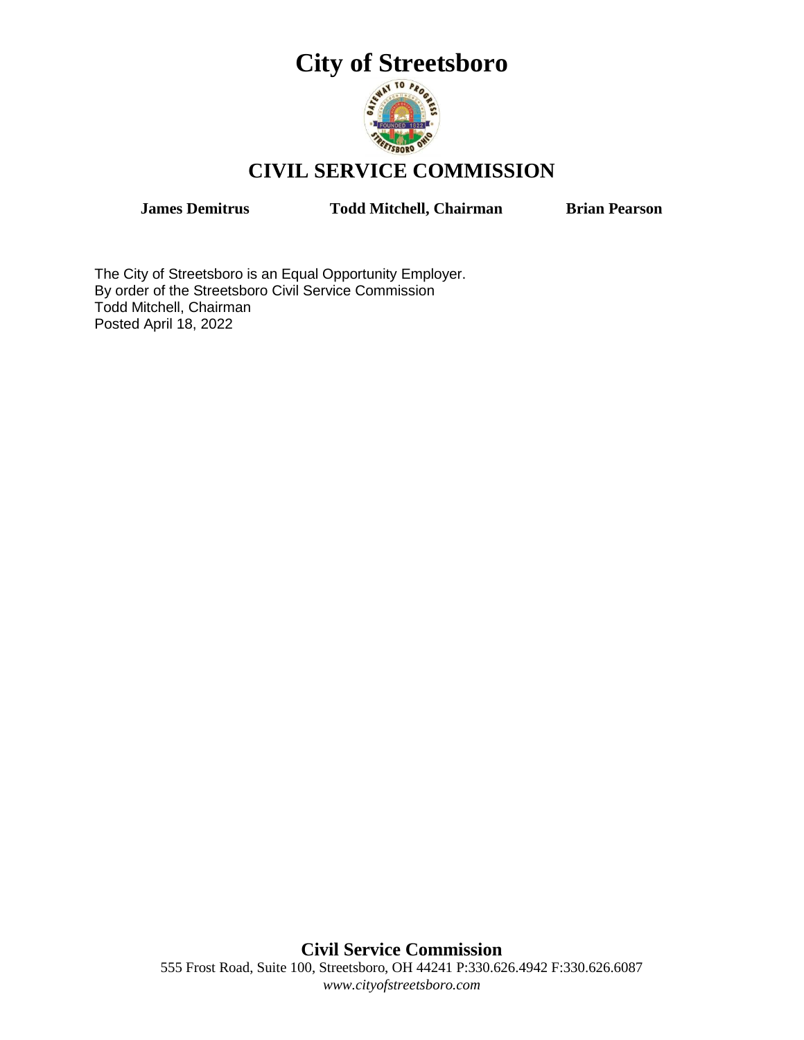# City of Streetsboro

## CIVIL SERVICE COMMISSION

**James Demitrus** **Todd Mitchell, Chairman** **Brian Pearson**

The City of Streetsboro is an Equal Opportunity Employer.
By order of the Streetsboro Civil Service Commission
Todd Mitchell, Chairman
Posted April 18, 2022

**Civil Service Commission**
555 Frost Road, Suite 100, Streetsboro, OH 44241 P:330.626.4942 F:330.626.6087
*www.cityofstreetsboro.com*